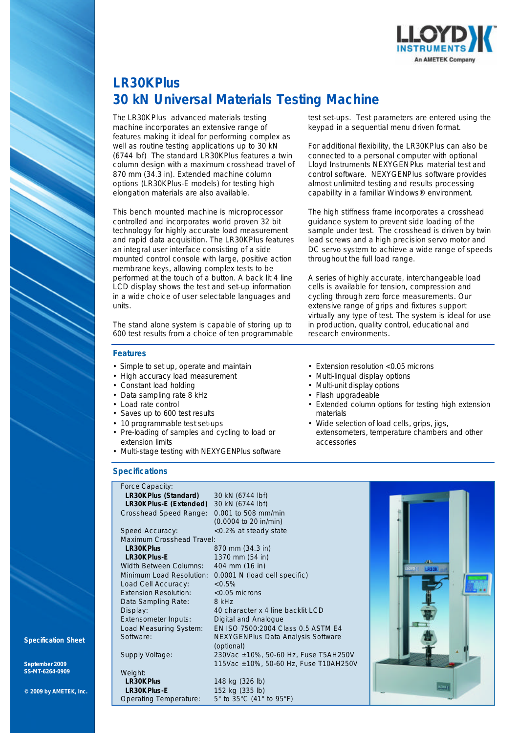# LR30KPlus

## 30 kN Universal Materials Testing Machine

The LR30KPlus advanced materials testing machine incorporates an extensive range of features making it ideal for performing complex as well as routine testing applications up to 30 kN (6744 lbf) The standard LR30KPlus features a twin column design with a maximum crosshead travel of 870 mm (34.3 in). Extended machine column options (LR30KPlus-E models) for testing high elongation materials are also available.

This bench mounted machine is microprocessor controlled and incorporates world proven 32 bit technology for highly accurate load measurement and rapid data acquisition. The LR30KPlus features an integral user interface consisting of a side mounted control console with large, positive action membrane keys, allowing complex tests to be performed at the touch of a button. A back lit 4 line LCD display shows the test and set-up information in a wide choice of user selectable languages and units.

The stand alone system is capable of storing up to 600 test results from a choice of ten programmable test set-ups. Test parameters are entered using the keypad in a sequential menu driven format.

For additional flexibility, the LR30KPlus can also be connected to a personal computer with optional Lloyd Instruments NEXYGENPlus material test and control software. NEXYGENPlus software provides almost unlimited testing and results processing capability in a familiar Windows® environment.

The high stiffness frame incorporates a crosshead guidance system to prevent side loading of the sample under test. The crosshead is driven by twin lead screws and a high precision servo motor and DC servo system to achieve a wide range of speeds throughout the full load range.

A series of highly accurate, interchangeable load cells is available for tension, compression and cycling through zero force measurements. Our extensive range of grips and fixtures support virtually any type of test. The system is ideal for use in production, quality control, educational and research environments.

### Features

- Simple to set up, operate and maintain
- High accuracy load measurement
- Constant load holding
- Data sampling rate 8 kHz
- Load rate control
- Saves up to 600 test results
- 10 programmable test set-ups
- Pre-loading of samples and cycling to load or extension limits
- Multi-stage testing with NEXYGENPlus software
- Extension resolution <0.05 microns
- Multi-lingual display options
- Multi-unit display options
- Flash upgradeable
- Extended column options for testing high extension materials
- Wide selection of load cells, grips, jigs, extensometers, temperature chambers and other accessories

### Specifications

| | |
|---|---|
| Force Capacity: | |
| **LR30KPlus (Standard)** | 30 kN (6744 lbf) |
| **LR30KPlus-E (Extended)** | 30 kN (6744 lbf) |
| Crosshead Speed Range: | 0.001 to 508 mm/min (0.0004 to 20 in/min) |
| Speed Accuracy: | <0.2% at steady state |
| Maximum Crosshead Travel: | |
| **LR30KPlus** | 870 mm (34.3 in) |
| **LR30KPlus-E** | 1370 mm (54 in) |
| Width Between Columns: | 404 mm (16 in) |
| Minimum Load Resolution: | 0.0001 N (load cell specific) |
| Load Cell Accuracy: | <0.5% |
| Extension Resolution: | <0.05 microns |
| Data Sampling Rate: | 8 kHz |
| Display: | 40 character x 4 line backlit LCD |
| Extensometer Inputs: | Digital and Analogue |
| Load Measuring System: | EN ISO 7500:2004 Class 0.5 ASTM E4 |
| Software: | NEXYGENPlus Data Analysis Software (optional) |
| Supply Voltage: | 230Vac ±10%, 50-60 Hz, Fuse T5AH250V<br>115Vac ±10%, 50-60 Hz, Fuse T10AH250V |
| Weight: | |
| **LR30KPlus** | 148 kg (326 lb) |
| **LR30KPlus-E** | 152 kg (335 lb) |
| Operating Temperature: | 5° to 35°C (41° to 95°F) |

Specification Sheet

September 2009
SS-MT-6264-0909

© 2009 by AMETEK, Inc.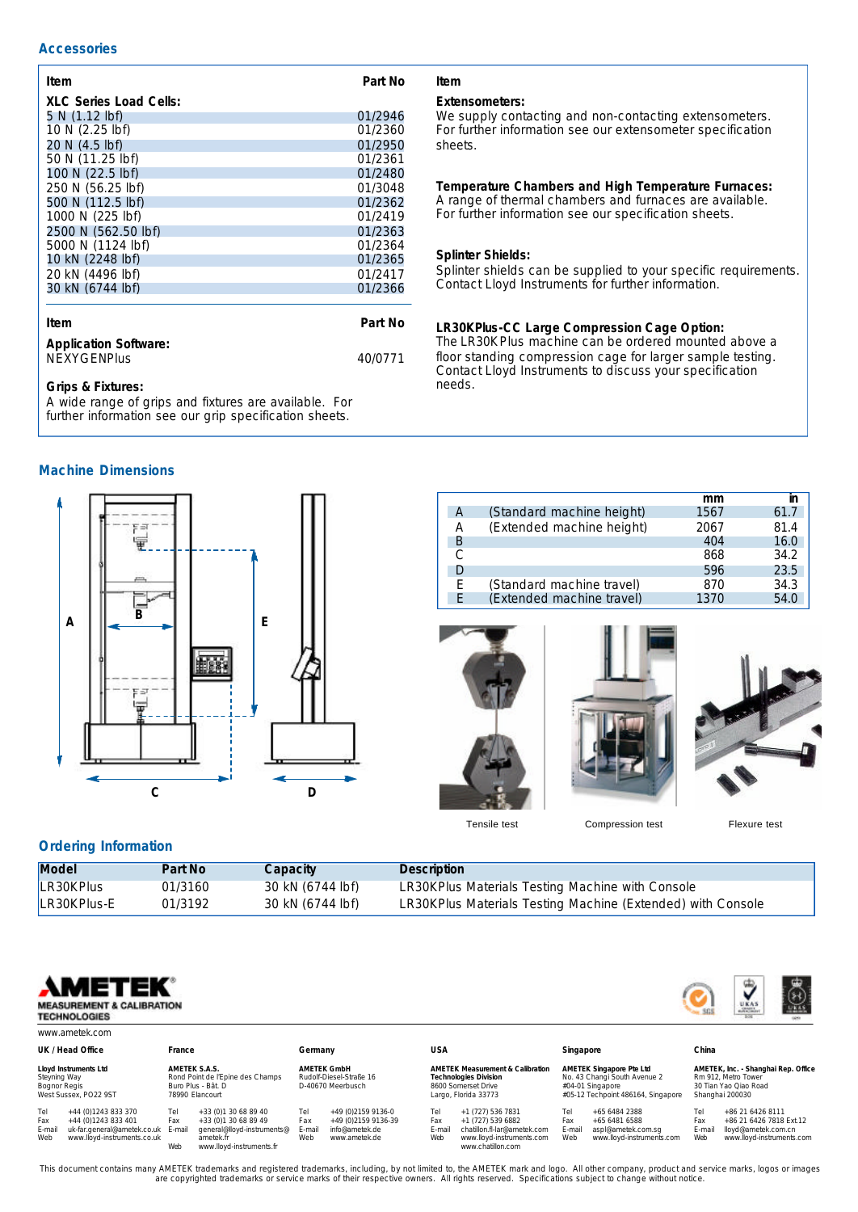## Accessories

| Item | Part No |
|---|---|
| **XLC Series Load Cells:** | |
| 5 N (1.12 lbf) | 01/2946 |
| 10 N (2.25 lbf) | 01/2360 |
| 20 N (4.5 lbf) | 01/2950 |
| 50 N (11.25 lbf) | 01/2361 |
| 100 N (22.5 lbf) | 01/2480 |
| 250 N (56.25 lbf) | 01/3048 |
| 500 N (112.5 lbf) | 01/2362 |
| 1000 N (225 lbf) | 01/2419 |
| 2500 N (562.50 lbf) | 01/2363 |
| 5000 N (1124 lbf) | 01/2364 |
| 10 kN (2248 lbf) | 01/2365 |
| 20 kN (4496 lbf) | 01/2417 |
| 30 kN (6744 lbf) | 01/2366 |

| Item | Part No |
|---|---|
| **Application Software:** | |
| NEXYGENPlus | 40/0771 |

**Grips & Fixtures:**
A wide range of grips and fixtures are available. For further information see our grip specification sheets.

**Item**

**Extensometers:**
We supply contacting and non-contacting extensometers. For further information see our extensometer specification sheets.

**Temperature Chambers and High Temperature Furnaces:**
A range of thermal chambers and furnaces are available. For further information see our specification sheets.

**Splinter Shields:**
Splinter shields can be supplied to your specific requirements. Contact Lloyd Instruments for further information.

**LR30KPlus-CC Large Compression Cage Option:**
The LR30KPlus machine can be ordered mounted above a floor standing compression cage for larger sample testing. Contact Lloyd Instruments to discuss your specification needs.

## Machine Dimensions

A
B
E
C
D

| | | mm | in |
|---|---|---|---|
| A | (Standard machine height) | 1567 | 61.7 |
| A | (Extended machine height) | 2067 | 81.4 |
| B | | 404 | 16.0 |
| C | | 868 | 34.2 |
| D | | 596 | 23.5 |
| E | (Standard machine travel) | 870 | 34.3 |
| E | (Extended machine travel) | 1370 | 54.0 |

Tensile test

Compression test

Flexure test

## Ordering Information

| Model | Part No | Capacity | Description |
|---|---|---|---|
| LR30KPlus | 01/3160 | 30 kN (6744 lbf) | LR30KPlus Materials Testing Machine with Console |
| LR30KPlus-E | 01/3192 | 30 kN (6744 lbf) | LR30KPlus Materials Testing Machine (Extended) with Console |

AMETEK
MEASUREMENT & CALIBRATION TECHNOLOGIES

www.ametek.com

**UK / Head Office**
**Lloyd Instruments Ltd**
Steyning Way
Bognor Regis
West Sussex, PO22 9ST
Tel +44 (0)1243 833 370
Fax +44 (0)1243 833 401
E-mail uk-far.general@ametek.co.uk
Web www.lloyd-instruments.co.uk

**France**
**AMETEK S.A.S.**
Rond Point de l'Epine des Champs
Buro Plus - Bât. D
78990 Elancourt
Tel +33 (0)1 30 68 89 40
Fax +33 (0)1 30 68 89 49
E-mail general@lloyd-instruments@ametek.fr
Web www.lloyd-instruments.fr

**Germany**
**AMETEK GmbH**
Rudolf-Diesel-Straße 16
D-40670 Meerbusch
Tel +49 (0)2159 9136-0
Fax +49 (0)2159 9136-39
E-mail info@ametek.de
Web www.ametek.de

**USA**
**AMETEK Measurement & Calibration Technologies Division**
8600 Somerset Drive
Largo, Florida 33773
Tel +1 (727) 536 7831
Fax +1 (727) 539 6882
E-mail chatillon.fl-lar@ametek.com
Web www.lloyd-instruments.com
www.chatillon.com

**Singapore**
**AMETEK Singapore Pte Ltd**
No. 43 Changi South Avenue 2
#04-01 Singapore
#05-12 Techpoint 486164, Singapore
Tel +65 6484 2388
Fax +65 6481 6588
E-mail aspl@ametek.com.sg
Web www.lloyd-instruments.com

**China**
**AMETEK, Inc. - Shanghai Rep. Office**
Rm 912, Metro Tower
30 Tian Yao Qiao Road
Shanghai 200030
Tel +86 21 6426 8111
Fax +86 21 6426 7818 Ext.12
E-mail lloyd@ametek.com.cn
Web www.lloyd-instruments.com

This document contains many AMETEK trademarks and registered trademarks, including, by not limited to, the AMETEK mark and logo. All other company, product and service marks, logos or images are copyrighted trademarks or service marks of their respective owners. All rights reserved. Specifications subject to change without notice.